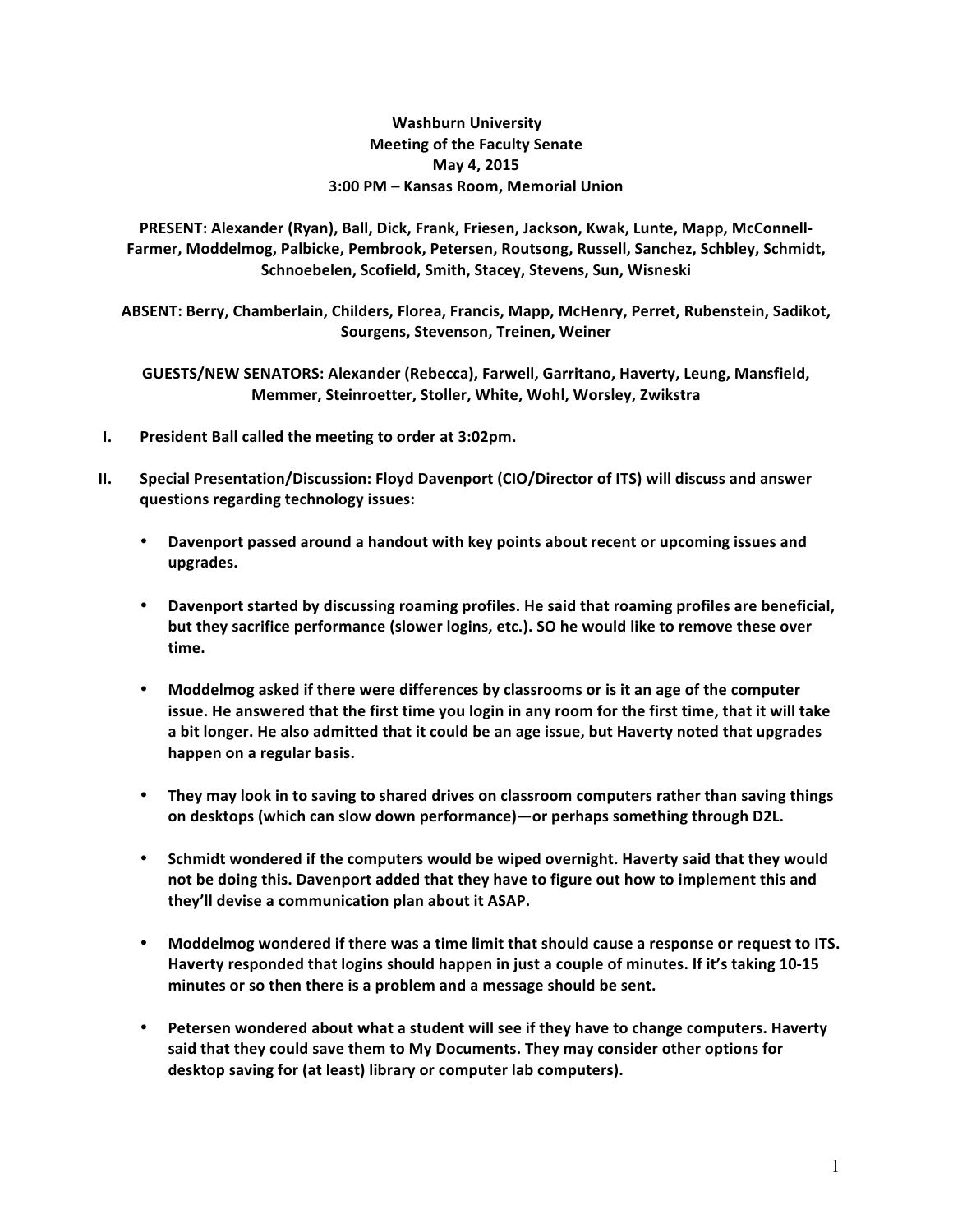**Washburn University**
**Meeting of the Faculty Senate**
**May 4, 2015**
**3:00 PM – Kansas Room, Memorial Union**

**PRESENT: Alexander (Ryan), Ball, Dick, Frank, Friesen, Jackson, Kwak, Lunte, Mapp, McConnell-Farmer, Moddelmog, Palbicke, Pembrook, Petersen, Routsong, Russell, Sanchez, Schbley, Schmidt, Schnoebelen, Scofield, Smith, Stacey, Stevens, Sun, Wisneski**

**ABSENT: Berry, Chamberlain, Childers, Florea, Francis, Mapp, McHenry, Perret, Rubenstein, Sadikot, Sourgens, Stevenson, Treinen, Weiner**

**GUESTS/NEW SENATORS: Alexander (Rebecca), Farwell, Garritano, Haverty, Leung, Mansfield, Memmer, Steinroetter, Stoller, White, Wohl, Worsley, Zwikstra**

I. **President Ball called the meeting to order at 3:02pm.**

II. **Special Presentation/Discussion: Floyd Davenport (CIO/Director of ITS) will discuss and answer questions regarding technology issues:**

- **Davenport passed around a handout with key points about recent or upcoming issues and upgrades.**
- **Davenport started by discussing roaming profiles. He said that roaming profiles are beneficial, but they sacrifice performance (slower logins, etc.). SO he would like to remove these over time.**
- **Moddelmog asked if there were differences by classrooms or is it an age of the computer issue. He answered that the first time you login in any room for the first time, that it will take a bit longer. He also admitted that it could be an age issue, but Haverty noted that upgrades happen on a regular basis.**
- **They may look in to saving to shared drives on classroom computers rather than saving things on desktops (which can slow down performance)—or perhaps something through D2L.**
- **Schmidt wondered if the computers would be wiped overnight. Haverty said that they would not be doing this. Davenport added that they have to figure out how to implement this and they'll devise a communication plan about it ASAP.**
- **Moddelmog wondered if there was a time limit that should cause a response or request to ITS. Haverty responded that logins should happen in just a couple of minutes. If it's taking 10-15 minutes or so then there is a problem and a message should be sent.**
- **Petersen wondered about what a student will see if they have to change computers. Haverty said that they could save them to My Documents. They may consider other options for desktop saving for (at least) library or computer lab computers).**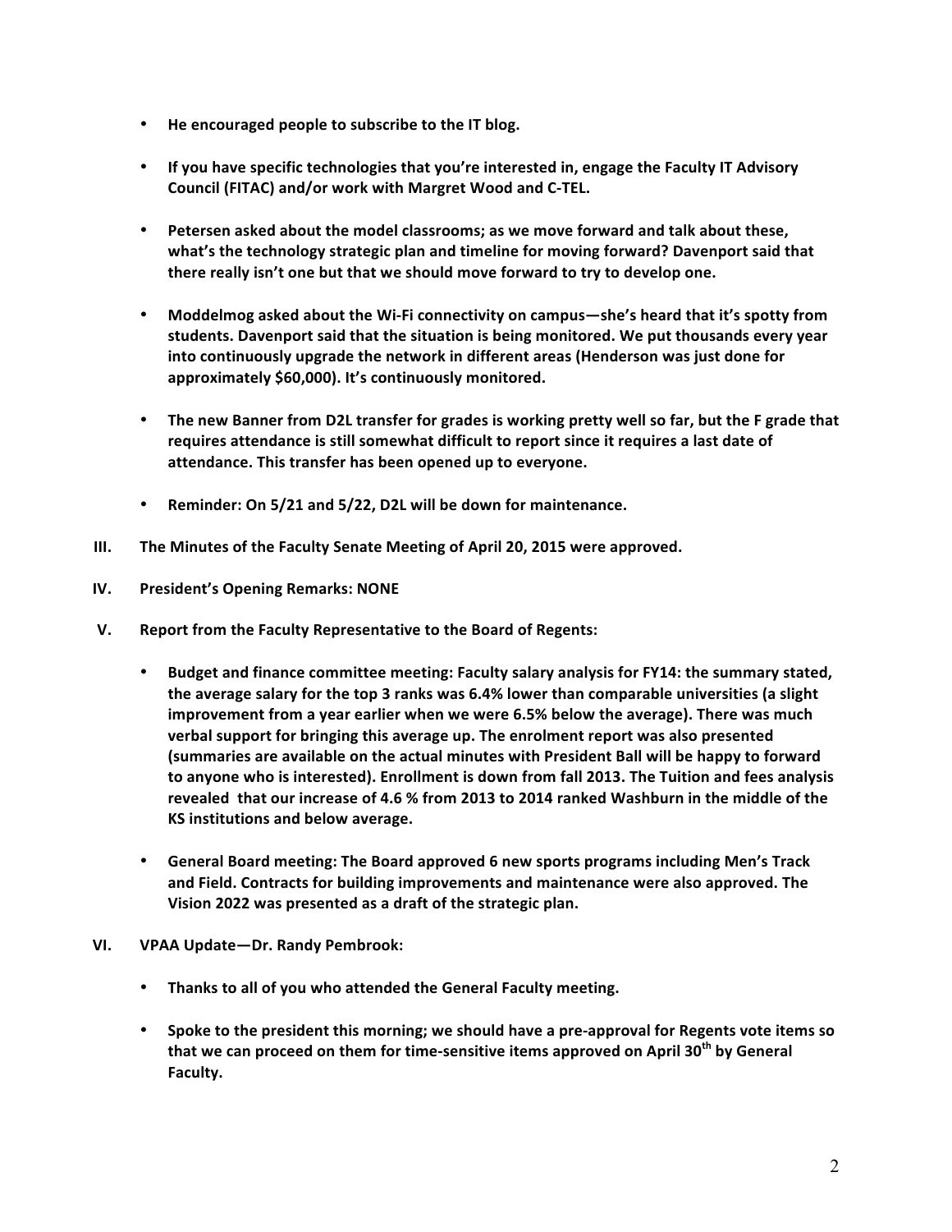- **He encouraged people to subscribe to the IT blog.**

- **If you have specific technologies that you're interested in, engage the Faculty IT Advisory Council (FITAC) and/or work with Margret Wood and C-TEL.**

- **Petersen asked about the model classrooms; as we move forward and talk about these, what's the technology strategic plan and timeline for moving forward? Davenport said that there really isn't one but that we should move forward to try to develop one.**

- **Moddelmog asked about the Wi-Fi connectivity on campus—she's heard that it's spotty from students. Davenport said that the situation is being monitored. We put thousands every year into continuously upgrade the network in different areas (Henderson was just done for approximately $60,000). It's continuously monitored.**

- **The new Banner from D2L transfer for grades is working pretty well so far, but the F grade that requires attendance is still somewhat difficult to report since it requires a last date of attendance. This transfer has been opened up to everyone.**

- **Reminder: On 5/21 and 5/22, D2L will be down for maintenance.**

**III. The Minutes of the Faculty Senate Meeting of April 20, 2015 were approved.**

**IV. President's Opening Remarks: NONE**

**V. Report from the Faculty Representative to the Board of Regents:**

- **Budget and finance committee meeting: Faculty salary analysis for FY14: the summary stated, the average salary for the top 3 ranks was 6.4% lower than comparable universities (a slight improvement from a year earlier when we were 6.5% below the average). There was much verbal support for bringing this average up. The enrolment report was also presented (summaries are available on the actual minutes with President Ball will be happy to forward to anyone who is interested). Enrollment is down from fall 2013. The Tuition and fees analysis revealed that our increase of 4.6 % from 2013 to 2014 ranked Washburn in the middle of the KS institutions and below average.**

- **General Board meeting: The Board approved 6 new sports programs including Men's Track and Field. Contracts for building improvements and maintenance were also approved. The Vision 2022 was presented as a draft of the strategic plan.**

**VI. VPAA Update—Dr. Randy Pembrook:**

- **Thanks to all of you who attended the General Faculty meeting.**

- **Spoke to the president this morning; we should have a pre-approval for Regents vote items so that we can proceed on them for time-sensitive items approved on April 30th by General Faculty.**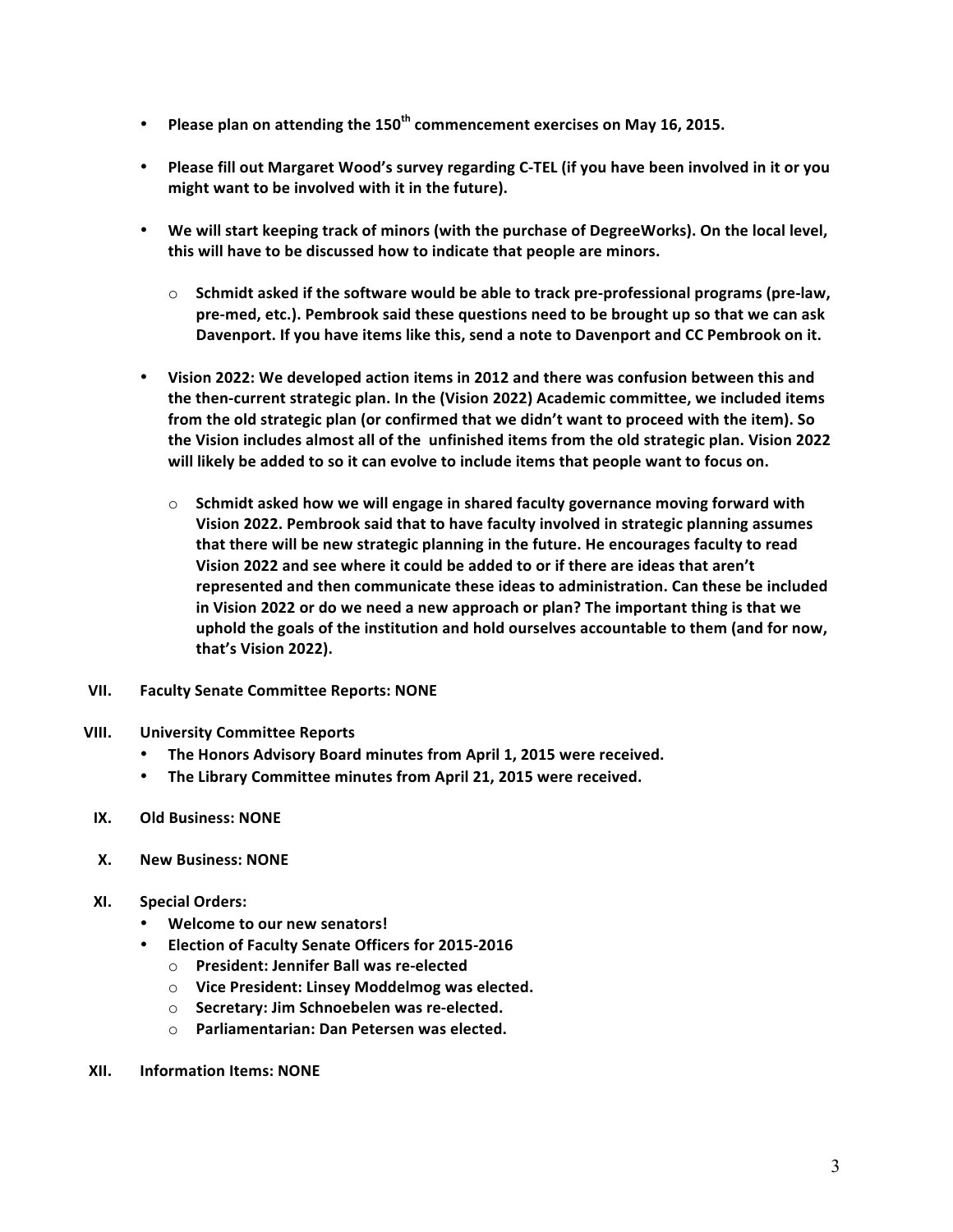- **Please plan on attending the 150th commencement exercises on May 16, 2015.**

- **Please fill out Margaret Wood's survey regarding C-TEL (if you have been involved in it or you might want to be involved with it in the future).**

- **We will start keeping track of minors (with the purchase of DegreeWorks). On the local level, this will have to be discussed how to indicate that people are minors.**

  - **Schmidt asked if the software would be able to track pre-professional programs (pre-law, pre-med, etc.). Pembrook said these questions need to be brought up so that we can ask Davenport. If you have items like this, send a note to Davenport and CC Pembrook on it.**

- **Vision 2022: We developed action items in 2012 and there was confusion between this and the then-current strategic plan. In the (Vision 2022) Academic committee, we included items from the old strategic plan (or confirmed that we didn't want to proceed with the item). So the Vision includes almost all of the unfinished items from the old strategic plan. Vision 2022 will likely be added to so it can evolve to include items that people want to focus on.**

  - **Schmidt asked how we will engage in shared faculty governance moving forward with Vision 2022. Pembrook said that to have faculty involved in strategic planning assumes that there will be new strategic planning in the future. He encourages faculty to read Vision 2022 and see where it could be added to or if there are ideas that aren't represented and then communicate these ideas to administration. Can these be included in Vision 2022 or do we need a new approach or plan? The important thing is that we uphold the goals of the institution and hold ourselves accountable to them (and for now, that's Vision 2022).**

## VII. Faculty Senate Committee Reports: NONE

## VIII. University Committee Reports

- **The Honors Advisory Board minutes from April 1, 2015 were received.**
- **The Library Committee minutes from April 21, 2015 were received.**

## IX. Old Business: NONE

## X. New Business: NONE

## XI. Special Orders:

- **Welcome to our new senators!**
- **Election of Faculty Senate Officers for 2015-2016**
  - **President: Jennifer Ball was re-elected**
  - **Vice President: Linsey Moddelmog was elected.**
  - **Secretary: Jim Schnoebelen was re-elected.**
  - **Parliamentarian: Dan Petersen was elected.**

## XII. Information Items: NONE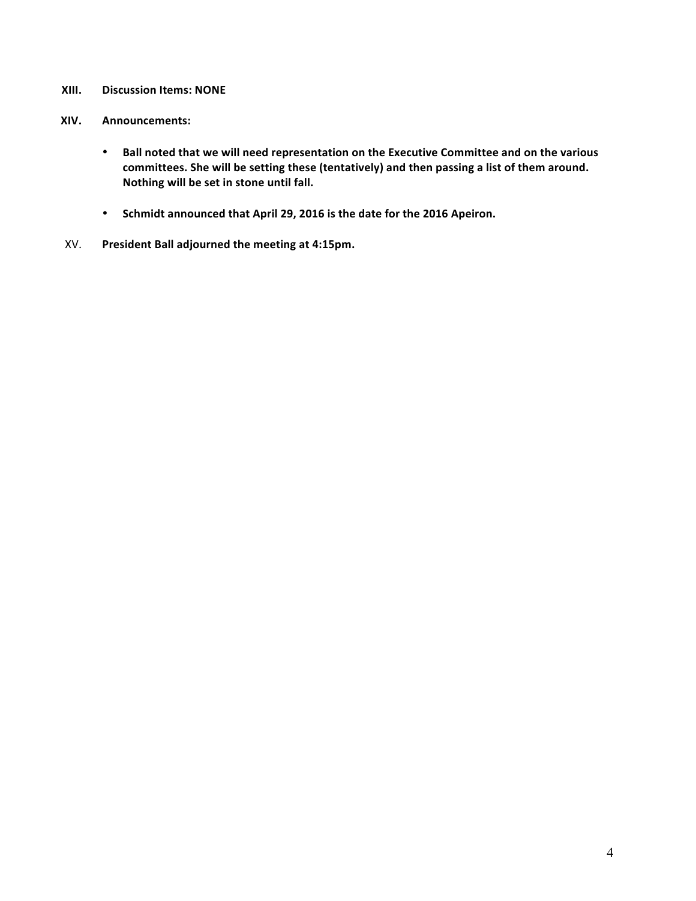**XIII. Discussion Items: NONE**

**XIV. Announcements:**

- **Ball noted that we will need representation on the Executive Committee and on the various committees. She will be setting these (tentatively) and then passing a list of them around. Nothing will be set in stone until fall.**

- **Schmidt announced that April 29, 2016 is the date for the 2016 Apeiron.**

XV. **President Ball adjourned the meeting at 4:15pm.**